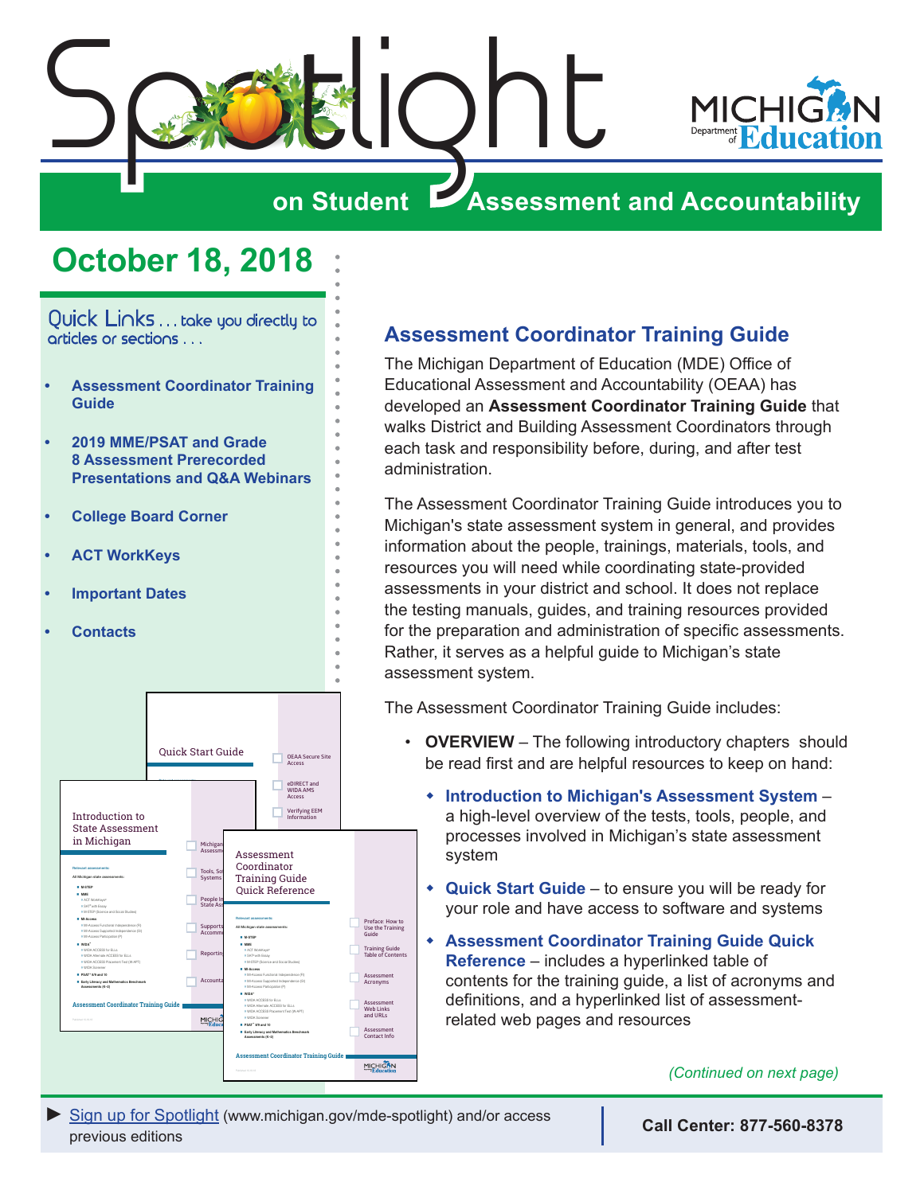# Spotlight on Student Assessment and Accountability

## October 18, 2018

Quick Links . . . take you directly to articles or sections . . .

- **Assessment Coordinator Training Guide**
- **2019 MME/PSAT and Grade 8 Assessment Prerecorded Presentations and Q&A Webinars**
- **College Board Corner**
- **ACT WorkKeys**
- **Important Dates**
- **Contacts**

## Assessment Coordinator Training Guide

The Michigan Department of Education (MDE) Office of Educational Assessment and Accountability (OEAA) has developed an **Assessment Coordinator Training Guide** that walks District and Building Assessment Coordinators through each task and responsibility before, during, and after test administration.

The Assessment Coordinator Training Guide introduces you to Michigan's state assessment system in general, and provides information about the people, trainings, materials, tools, and resources you will need while coordinating state-provided assessments in your district and school. It does not replace the testing manuals, guides, and training resources provided for the preparation and administration of specific assessments. Rather, it serves as a helpful guide to Michigan's state assessment system.

The Assessment Coordinator Training Guide includes:

- **OVERVIEW** – The following introductory chapters should be read first and are helpful resources to keep on hand:
  - **Introduction to Michigan's Assessment System** – a high-level overview of the tests, tools, people, and processes involved in Michigan's state assessment system
  - **Quick Start Guide** – to ensure you will be ready for your role and have access to software and systems
  - **Assessment Coordinator Training Guide Quick Reference** – includes a hyperlinked table of contents for the training guide, a list of acronyms and definitions, and a hyperlinked list of assessment-related web pages and resources

*(Continued on next page)*

► Sign up for Spotlight (www.michigan.gov/mde-spotlight) and/or access previous editions

**Call Center: 877-560-8378**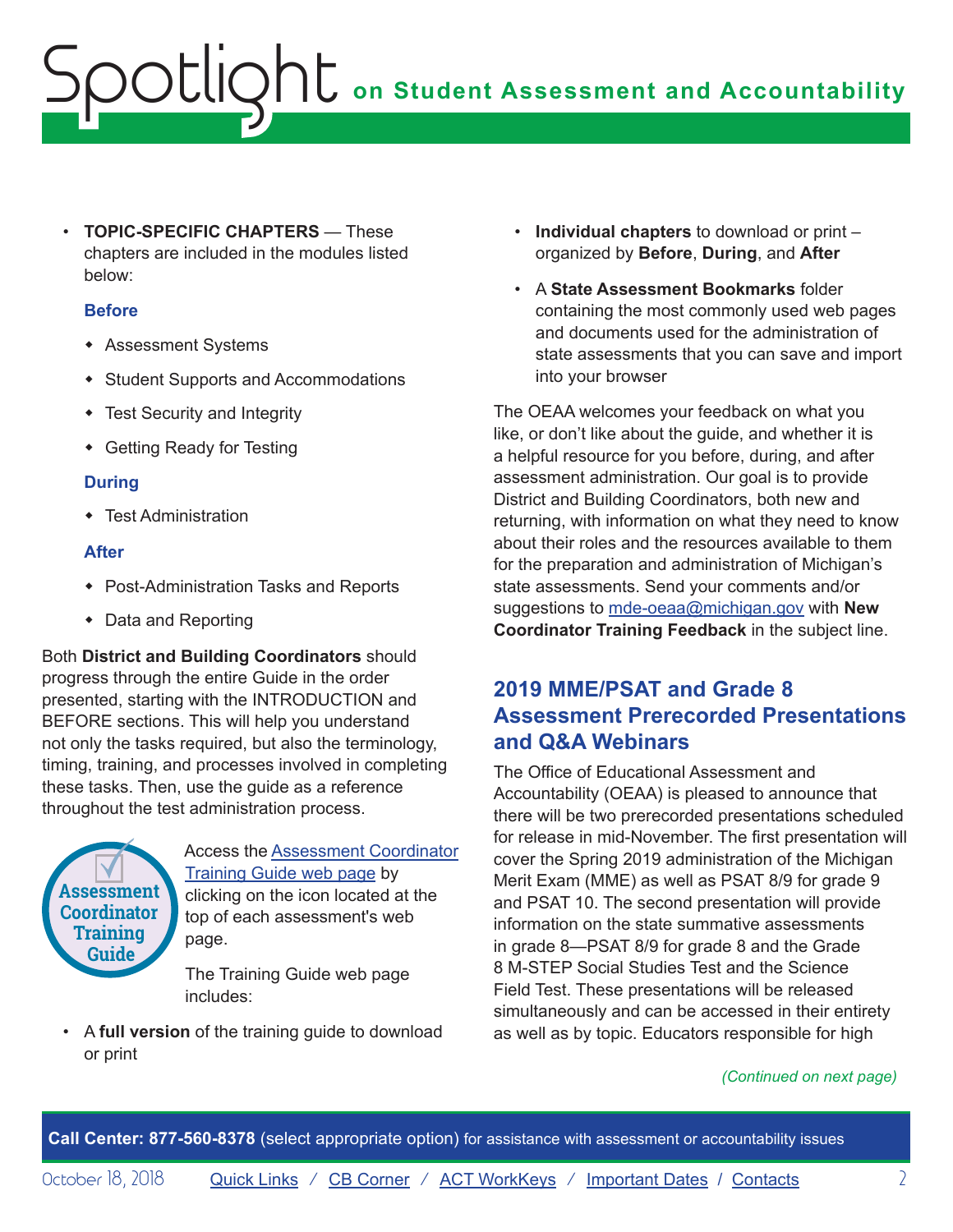- **TOPIC-SPECIFIC CHAPTERS** — These chapters are included in the modules listed below:

  **Before**

  - Assessment Systems
  - Student Supports and Accommodations
  - Test Security and Integrity
  - Getting Ready for Testing

  **During**

  - Test Administration

  **After**

  - Post-Administration Tasks and Reports
  - Data and Reporting

Both **District and Building Coordinators** should progress through the entire Guide in the order presented, starting with the INTRODUCTION and BEFORE sections. This will help you understand not only the tasks required, but also the terminology, timing, training, and processes involved in completing these tasks. Then, use the guide as a reference throughout the test administration process.

Assessment Coordinator Training Guide

Access the [Assessment Coordinator Training Guide web page] by clicking on the icon located at the top of each assessment's web page.

The Training Guide web page includes:

- A **full version** of the training guide to download or print
- **Individual chapters** to download or print – organized by **Before**, **During**, and **After**
- A **State Assessment Bookmarks** folder containing the most commonly used web pages and documents used for the administration of state assessments that you can save and import into your browser

The OEAA welcomes your feedback on what you like, or don't like about the guide, and whether it is a helpful resource for you before, during, and after assessment administration. Our goal is to provide District and Building Coordinators, both new and returning, with information on what they need to know about their roles and the resources available to them for the preparation and administration of Michigan's state assessments. Send your comments and/or suggestions to mde-oeaa@michigan.gov with **New Coordinator Training Feedback** in the subject line.

## 2019 MME/PSAT and Grade 8 Assessment Prerecorded Presentations and Q&A Webinars

The Office of Educational Assessment and Accountability (OEAA) is pleased to announce that there will be two prerecorded presentations scheduled for release in mid-November. The first presentation will cover the Spring 2019 administration of the Michigan Merit Exam (MME) as well as PSAT 8/9 for grade 9 and PSAT 10. The second presentation will provide information on the state summative assessments in grade 8—PSAT 8/9 for grade 8 and the Grade 8 M-STEP Social Studies Test and the Science Field Test. These presentations will be released simultaneously and can be accessed in their entirety as well as by topic. Educators responsible for high

*(Continued on next page)*

**Call Center: 877-560-8378** (select appropriate option) for assistance with assessment or accountability issues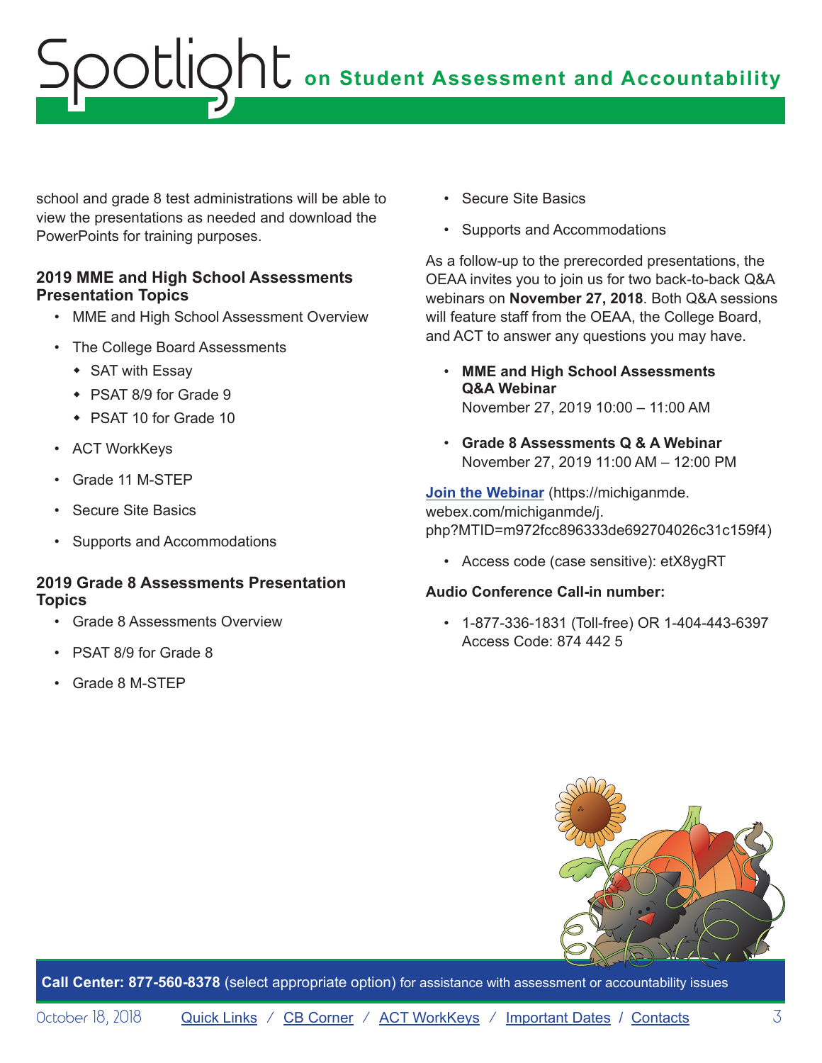school and grade 8 test administrations will be able to view the presentations as needed and download the PowerPoints for training purposes.

### 2019 MME and High School Assessments Presentation Topics

- MME and High School Assessment Overview
- The College Board Assessments
  - SAT with Essay
  - PSAT 8/9 for Grade 9
  - PSAT 10 for Grade 10
- ACT WorkKeys
- Grade 11 M-STEP
- Secure Site Basics
- Supports and Accommodations

### 2019 Grade 8 Assessments Presentation Topics

- Grade 8 Assessments Overview
- PSAT 8/9 for Grade 8
- Grade 8 M-STEP
- Secure Site Basics
- Supports and Accommodations

As a follow-up to the prerecorded presentations, the OEAA invites you to join us for two back-to-back Q&A webinars on **November 27, 2018**. Both Q&A sessions will feature staff from the OEAA, the College Board, and ACT to answer any questions you may have.

- **MME and High School Assessments Q&A Webinar**
  November 27, 2019 10:00 – 11:00 AM
- **Grade 8 Assessments Q & A Webinar**
  November 27, 2019 11:00 AM – 12:00 PM

**Join the Webinar** (https://michiganmde.webex.com/michiganmde/j.php?MTID=m972fcc896333de692704026c31c159f4)

- Access code (case sensitive): etX8ygRT

**Audio Conference Call-in number:**

- 1-877-336-1831 (Toll-free) OR 1-404-443-6397
  Access Code: 874 442 5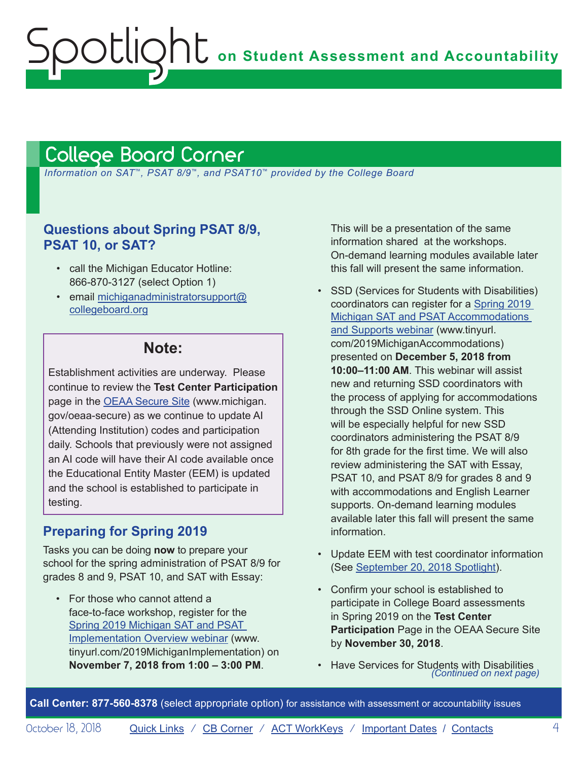## College Board Corner

*Information on SAT™, PSAT 8/9™, and PSAT10™ provided by the College Board*

### Questions about Spring PSAT 8/9, PSAT 10, or SAT?

- call the Michigan Educator Hotline: 866-870-3127 (select Option 1)
- email michiganadministratorsupport@collegeboard.org

> **Note:**
>
> Establishment activities are underway. Please continue to review the **Test Center Participation** page in the OEAA Secure Site (www.michigan.gov/oeaa-secure) as we continue to update AI (Attending Institution) codes and participation daily. Schools that previously were not assigned an AI code will have their AI code available once the Educational Entity Master (EEM) is updated and the school is established to participate in testing.

### Preparing for Spring 2019

Tasks you can be doing **now** to prepare your school for the spring administration of PSAT 8/9 for grades 8 and 9, PSAT 10, and SAT with Essay:

- For those who cannot attend a face-to-face workshop, register for the Spring 2019 Michigan SAT and PSAT Implementation Overview webinar (www.tinyurl.com/2019MichiganImplementation) on **November 7, 2018 from 1:00 – 3:00 PM**. This will be a presentation of the same information shared at the workshops. On-demand learning modules available later this fall will present the same information.
- SSD (Services for Students with Disabilities) coordinators can register for a Spring 2019 Michigan SAT and PSAT Accommodations and Supports webinar (www.tinyurl.com/2019MichiganAccommodations) presented on **December 5, 2018 from 10:00–11:00 AM**. This webinar will assist new and returning SSD coordinators with the process of applying for accommodations through the SSD Online system. This will be especially helpful for new SSD coordinators administering the PSAT 8/9 for 8th grade for the first time. We will also review administering the SAT with Essay, PSAT 10, and PSAT 8/9 for grades 8 and 9 with accommodations and English Learner supports. On-demand learning modules available later this fall will present the same information.
- Update EEM with test coordinator information (See September 20, 2018 Spotlight).
- Confirm your school is established to participate in College Board assessments in Spring 2019 on the **Test Center Participation** Page in the OEAA Secure Site by **November 30, 2018**.
- Have Services for Students with Disabilities

*(Continued on next page)*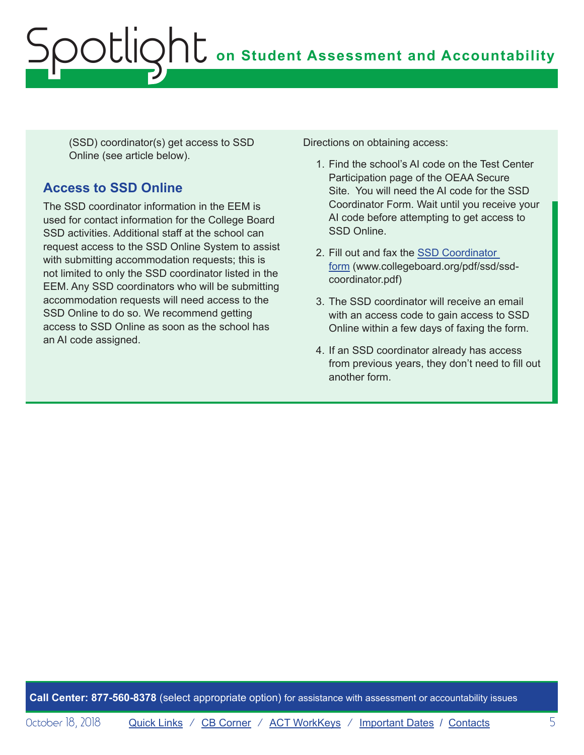(SSD) coordinator(s) get access to SSD Online (see article below).

## Access to SSD Online

The SSD coordinator information in the EEM is used for contact information for the College Board SSD activities. Additional staff at the school can request access to the SSD Online System to assist with submitting accommodation requests; this is not limited to only the SSD coordinator listed in the EEM. Any SSD coordinators who will be submitting accommodation requests will need access to the SSD Online to do so. We recommend getting access to SSD Online as soon as the school has an AI code assigned.

Directions on obtaining access:

1. Find the school's AI code on the Test Center Participation page of the OEAA Secure Site. You will need the AI code for the SSD Coordinator Form. Wait until you receive your AI code before attempting to get access to SSD Online.
2. Fill out and fax the [SSD Coordinator form](www.collegeboard.org/pdf/ssd/ssd-coordinator.pdf) (www.collegeboard.org/pdf/ssd/ssd-coordinator.pdf)
3. The SSD coordinator will receive an email with an access code to gain access to SSD Online within a few days of faxing the form.
4. If an SSD coordinator already has access from previous years, they don't need to fill out another form.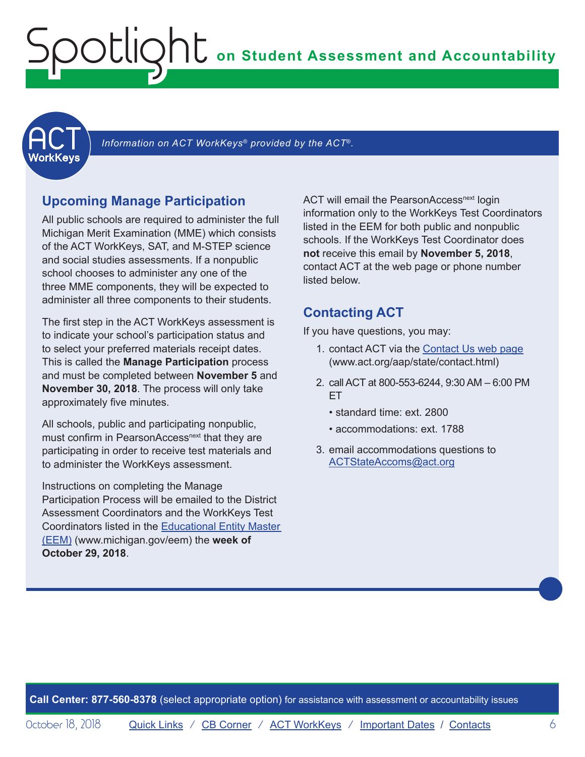*Information on ACT WorkKeys® provided by the ACT®.*

## Upcoming Manage Participation

All public schools are required to administer the full Michigan Merit Examination (MME) which consists of the ACT WorkKeys, SAT, and M-STEP science and social studies assessments. If a nonpublic school chooses to administer any one of the three MME components, they will be expected to administer all three components to their students.

The first step in the ACT WorkKeys assessment is to indicate your school's participation status and to select your preferred materials receipt dates. This is called the **Manage Participation** process and must be completed between **November 5** and **November 30, 2018**. The process will only take approximately five minutes.

All schools, public and participating nonpublic, must confirm in PearsonAccess[next] that they are participating in order to receive test materials and to administer the WorkKeys assessment.

Instructions on completing the Manage Participation Process will be emailed to the District Assessment Coordinators and the WorkKeys Test Coordinators listed in the Educational Entity Master (EEM) (www.michigan.gov/eem) the **week of October 29, 2018**.

ACT will email the PearsonAccess[next] login information only to the WorkKeys Test Coordinators listed in the EEM for both public and nonpublic schools. If the WorkKeys Test Coordinator does **not** receive this email by **November 5, 2018**, contact ACT at the web page or phone number listed below.

## Contacting ACT

If you have questions, you may:

1. contact ACT via the Contact Us web page (www.act.org/aap/state/contact.html)
2. call ACT at 800-553-6244, 9:30 AM – 6:00 PM ET
   - standard time: ext. 2800
   - accommodations: ext. 1788
3. email accommodations questions to ACTStateAccoms@act.org

**Call Center: 877-560-8378** (select appropriate option) for assistance with assessment or accountability issues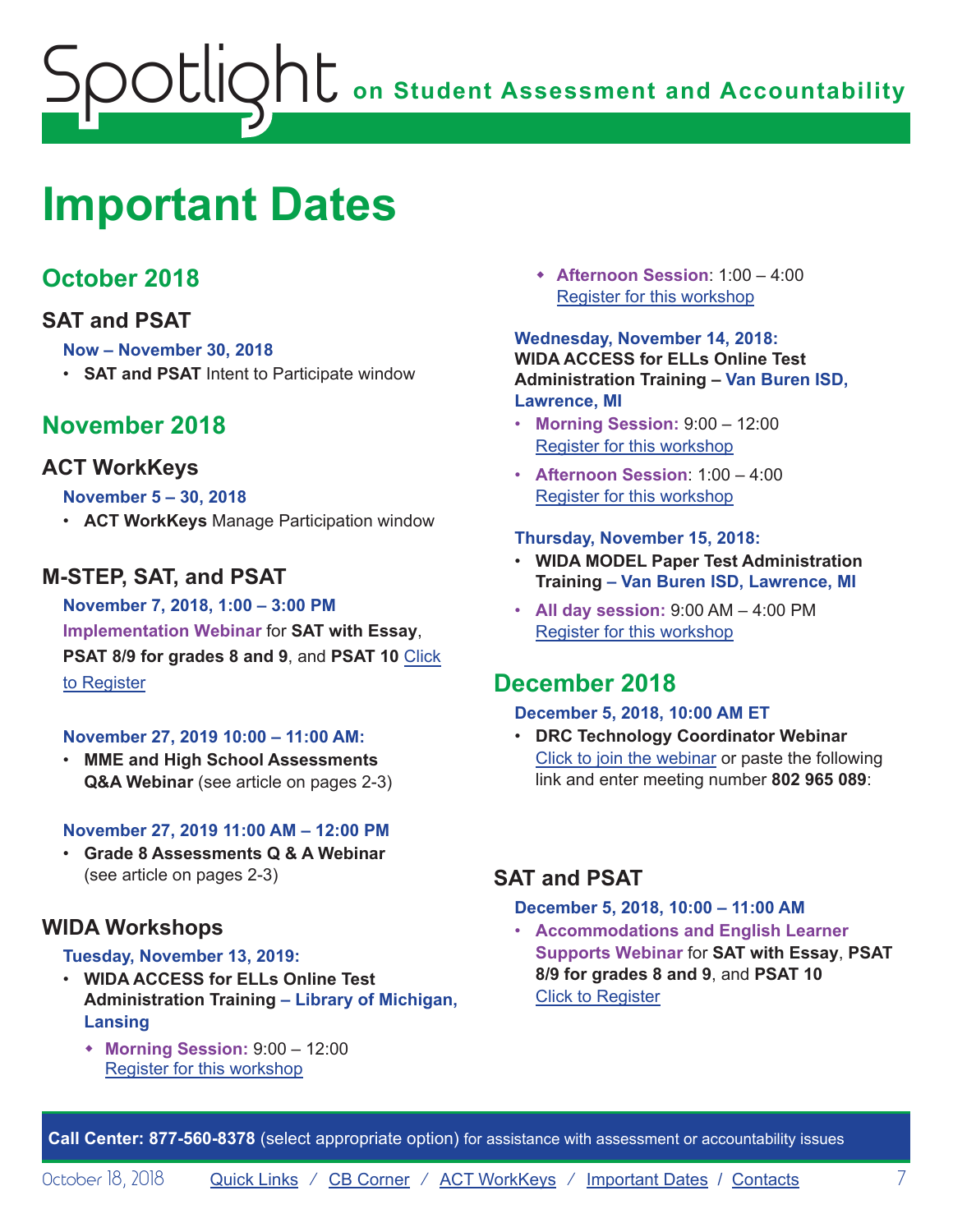# Important Dates

## October 2018

### SAT and PSAT

**Now – November 30, 2018**

- **SAT and PSAT** Intent to Participate window

## November 2018

### ACT WorkKeys

**November 5 – 30, 2018**

- **ACT WorkKeys** Manage Participation window

### M-STEP, SAT, and PSAT

**November 7, 2018, 1:00 – 3:00 PM**

**Implementation Webinar** for **SAT with Essay**, **PSAT 8/9 for grades 8 and 9**, and **PSAT 10** Click to Register

**November 27, 2019 10:00 – 11:00 AM:**

- **MME and High School Assessments Q&A Webinar** (see article on pages 2-3)

**November 27, 2019 11:00 AM – 12:00 PM**

- **Grade 8 Assessments Q & A Webinar** (see article on pages 2-3)

### WIDA Workshops

**Tuesday, November 13, 2019:**

- **WIDA ACCESS for ELLs Online Test Administration Training – Library of Michigan, Lansing**
  - **Morning Session:** 9:00 – 12:00 Register for this workshop
  - **Afternoon Session**: 1:00 – 4:00 Register for this workshop

**Wednesday, November 14, 2018:**
**WIDA ACCESS for ELLs Online Test Administration Training – Van Buren ISD, Lawrence, MI**

- **Morning Session:** 9:00 – 12:00 Register for this workshop
- **Afternoon Session**: 1:00 – 4:00 Register for this workshop

**Thursday, November 15, 2018:**

- **WIDA MODEL Paper Test Administration Training – Van Buren ISD, Lawrence, MI**
- **All day session:** 9:00 AM – 4:00 PM Register for this workshop

## December 2018

**December 5, 2018, 10:00 AM ET**

- **DRC Technology Coordinator Webinar** Click to join the webinar or paste the following link and enter meeting number **802 965 089**:

### SAT and PSAT

**December 5, 2018, 10:00 – 11:00 AM**

- **Accommodations and English Learner Supports Webinar** for **SAT with Essay**, **PSAT 8/9 for grades 8 and 9**, and **PSAT 10** Click to Register

**Call Center: 877-560-8378** (select appropriate option) for assistance with assessment or accountability issues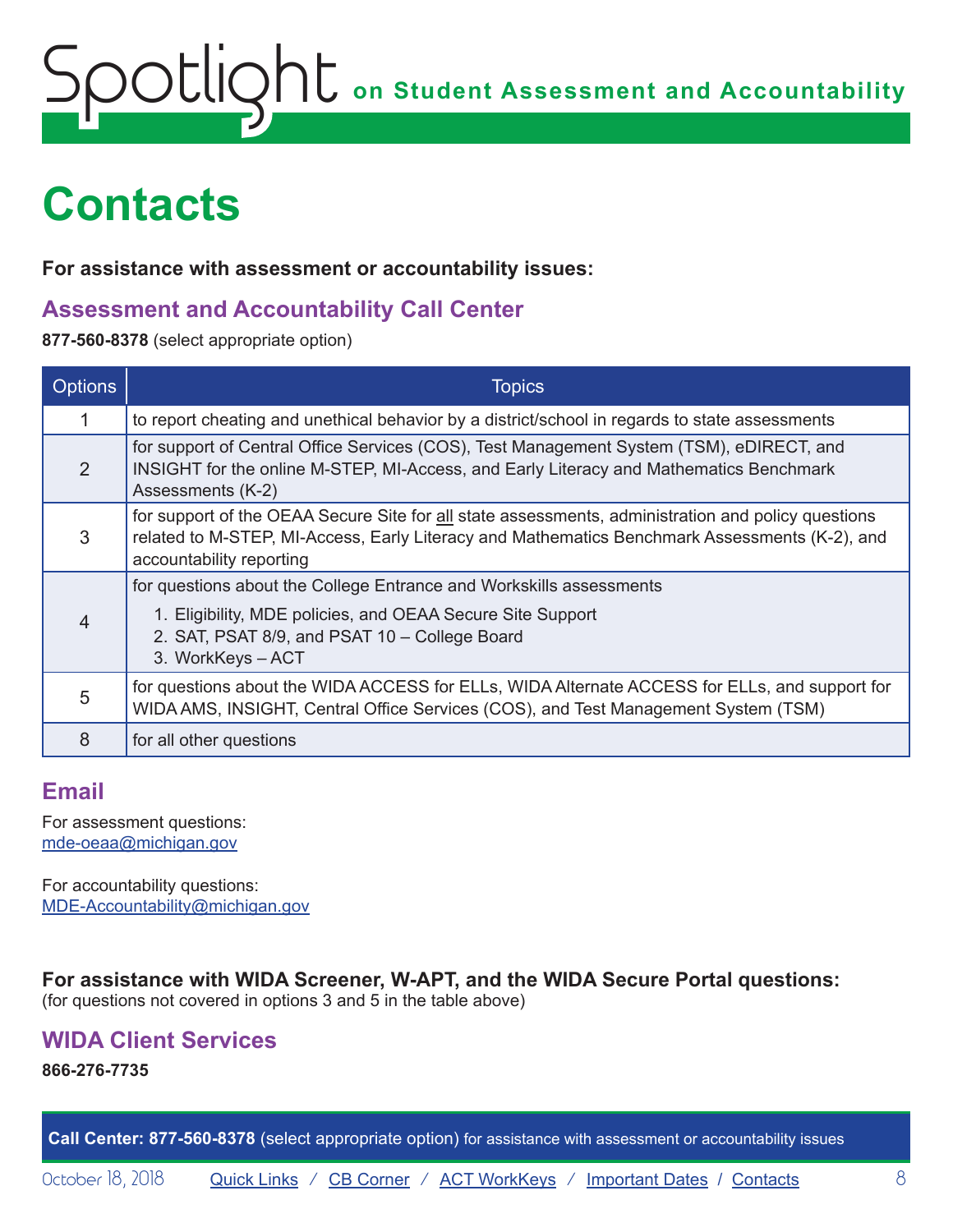# Contacts

**For assistance with assessment or accountability issues:**

## Assessment and Accountability Call Center

**877-560-8378** (select appropriate option)

| Options | Topics |
|---|---|
| 1 | to report cheating and unethical behavior by a district/school in regards to state assessments |
| 2 | for support of Central Office Services (COS), Test Management System (TSM), eDIRECT, and INSIGHT for the online M-STEP, MI-Access, and Early Literacy and Mathematics Benchmark Assessments (K-2) |
| 3 | for support of the OEAA Secure Site for all state assessments, administration and policy questions related to M-STEP, MI-Access, Early Literacy and Mathematics Benchmark Assessments (K-2), and accountability reporting |
| 4 | for questions about the College Entrance and Workskills assessments<br>1. Eligibility, MDE policies, and OEAA Secure Site Support<br>2. SAT, PSAT 8/9, and PSAT 10 – College Board<br>3. WorkKeys – ACT |
| 5 | for questions about the WIDA ACCESS for ELLs, WIDA Alternate ACCESS for ELLs, and support for WIDA AMS, INSIGHT, Central Office Services (COS), and Test Management System (TSM) |
| 8 | for all other questions |

## Email

For assessment questions:
mde-oeaa@michigan.gov

For accountability questions:
MDE-Accountability@michigan.gov

**For assistance with WIDA Screener, W-APT, and the WIDA Secure Portal questions:**
(for questions not covered in options 3 and 5 in the table above)

## WIDA Client Services

**866-276-7735**

**Call Center: 877-560-8378** (select appropriate option) for assistance with assessment or accountability issues